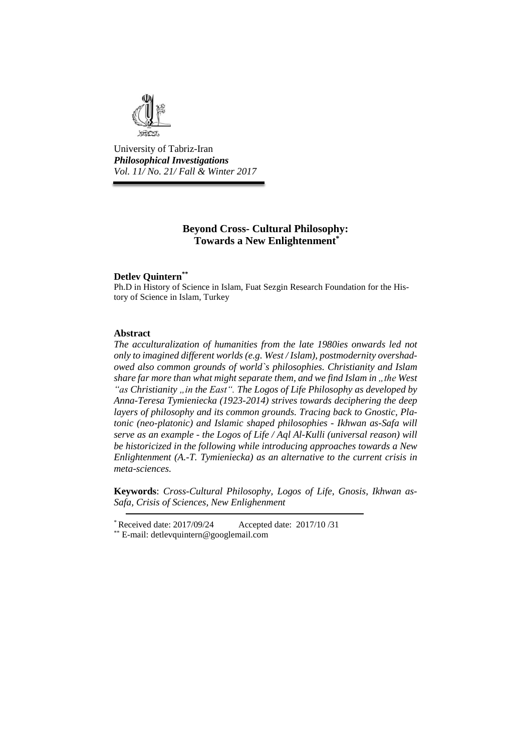University of Tabriz-Iran
***Philosophical Investigations***
*Vol. 11/ No. 21/ Fall & Winter 2017*

# Beyond Cross- Cultural Philosophy: Towards a New Enlightenment*

**Detlev Quintern****

Ph.D in History of Science in Islam, Fuat Sezgin Research Foundation for the History of Science in Islam, Turkey

### Abstract

*The acculturalization of humanities from the late 1980ies onwards led not only to imagined different worlds (e.g. West / Islam), postmodernity overshadowed also common grounds of world`s philosophies. Christianity and Islam share far more than what might separate them, and we find Islam in „the West "as Christianity „in the East". The Logos of Life Philosophy as developed by Anna-Teresa Tymieniecka (1923-2014) strives towards deciphering the deep layers of philosophy and its common grounds. Tracing back to Gnostic, Platonic (neo-platonic) and Islamic shaped philosophies - Ikhwan as-Safa will serve as an example - the Logos of Life / Aql Al-Kulli (universal reason) will be historicized in the following while introducing approaches towards a New Enlightenment (A.-T. Tymieniecka) as an alternative to the current crisis in meta-sciences.*

**Keywords**: *Cross-Cultural Philosophy, Logos of Life, Gnosis, Ikhwan as-Safa, Crisis of Sciences, New Enlighenment*

---

* Received date: 2017/09/24 Accepted date: 2017/10 /31

** E-mail: detlevquintern@googlemail.com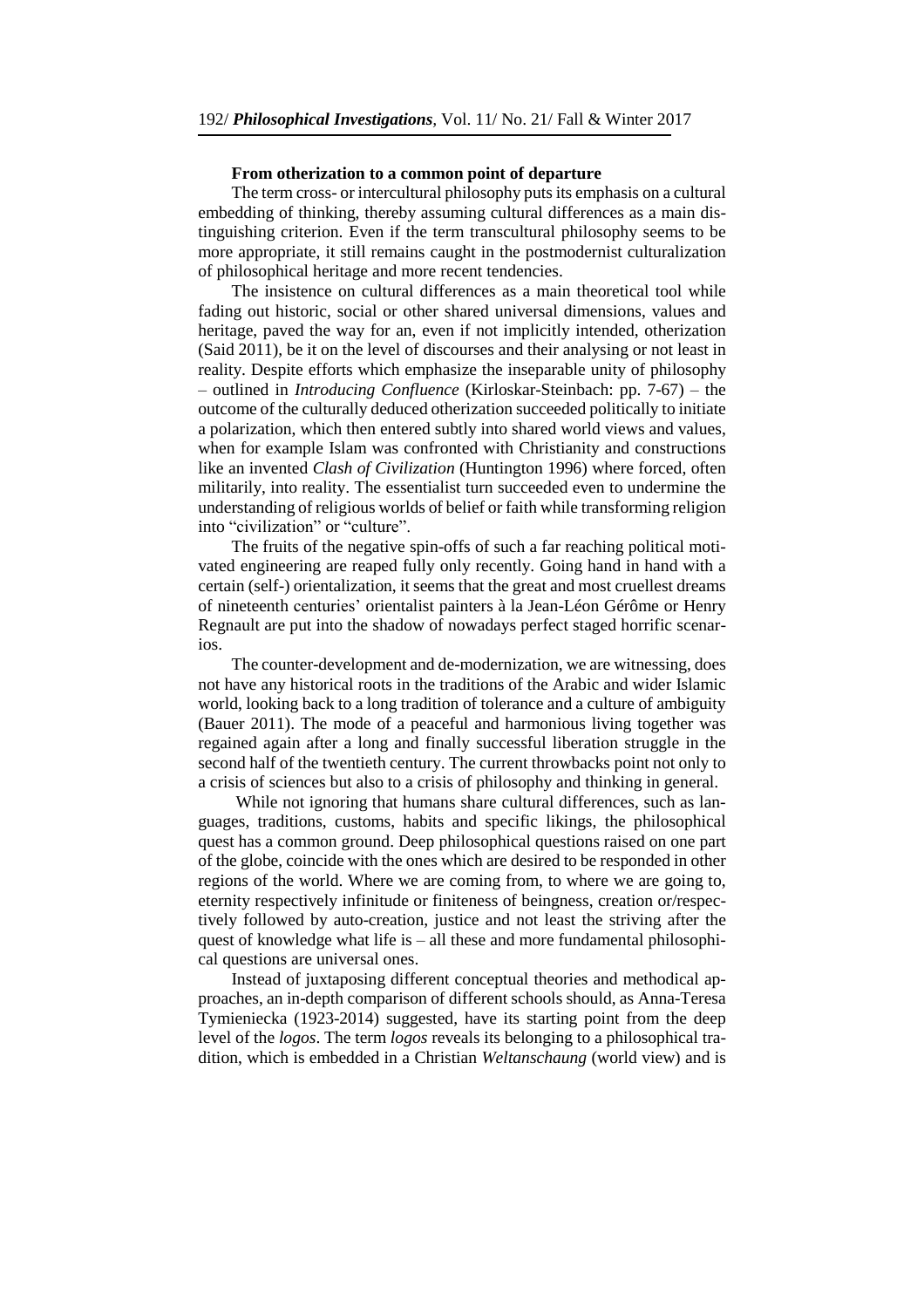**From otherization to a common point of departure**

The term cross- or intercultural philosophy puts its emphasis on a cultural embedding of thinking, thereby assuming cultural differences as a main distinguishing criterion. Even if the term transcultural philosophy seems to be more appropriate, it still remains caught in the postmodernist culturalization of philosophical heritage and more recent tendencies.

The insistence on cultural differences as a main theoretical tool while fading out historic, social or other shared universal dimensions, values and heritage, paved the way for an, even if not implicitly intended, otherization (Said 2011), be it on the level of discourses and their analysing or not least in reality. Despite efforts which emphasize the inseparable unity of philosophy – outlined in *Introducing Confluence* (Kirloskar-Steinbach: pp. 7-67) – the outcome of the culturally deduced otherization succeeded politically to initiate a polarization, which then entered subtly into shared world views and values, when for example Islam was confronted with Christianity and constructions like an invented *Clash of Civilization* (Huntington 1996) where forced, often militarily, into reality. The essentialist turn succeeded even to undermine the understanding of religious worlds of belief or faith while transforming religion into "civilization" or "culture".

The fruits of the negative spin-offs of such a far reaching political motivated engineering are reaped fully only recently. Going hand in hand with a certain (self-) orientalization, it seems that the great and most cruellest dreams of nineteenth centuries' orientalist painters à la Jean-Léon Gérôme or Henry Regnault are put into the shadow of nowadays perfect staged horrific scenarios.

The counter-development and de-modernization, we are witnessing, does not have any historical roots in the traditions of the Arabic and wider Islamic world, looking back to a long tradition of tolerance and a culture of ambiguity (Bauer 2011). The mode of a peaceful and harmonious living together was regained again after a long and finally successful liberation struggle in the second half of the twentieth century. The current throwbacks point not only to a crisis of sciences but also to a crisis of philosophy and thinking in general.

While not ignoring that humans share cultural differences, such as languages, traditions, customs, habits and specific likings, the philosophical quest has a common ground. Deep philosophical questions raised on one part of the globe, coincide with the ones which are desired to be responded in other regions of the world. Where we are coming from, to where we are going to, eternity respectively infinitude or finiteness of beingness, creation or/respectively followed by auto-creation, justice and not least the striving after the quest of knowledge what life is – all these and more fundamental philosophical questions are universal ones.

Instead of juxtaposing different conceptual theories and methodical approaches, an in-depth comparison of different schools should, as Anna-Teresa Tymieniecka (1923-2014) suggested, have its starting point from the deep level of the *logos*. The term *logos* reveals its belonging to a philosophical tradition, which is embedded in a Christian *Weltanschaung* (world view) and is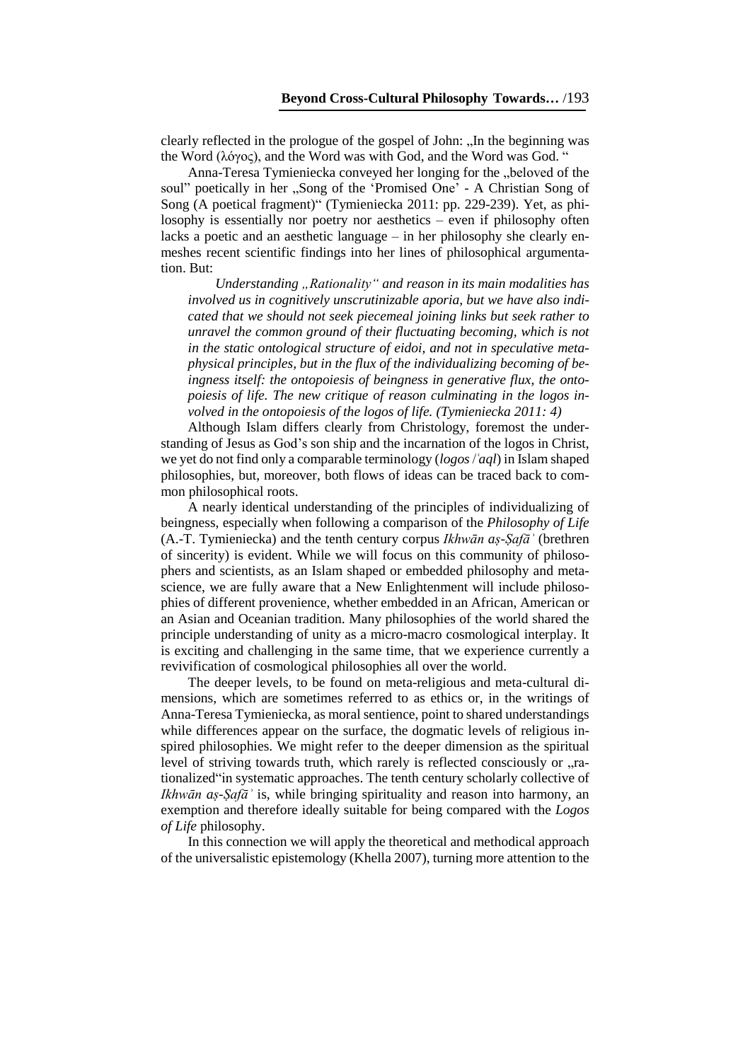clearly reflected in the prologue of the gospel of John: „In the beginning was the Word (λόγος), and the Word was with God, and the Word was God. "

Anna-Teresa Tymieniecka conveyed her longing for the „beloved of the soul" poetically in her „Song of the 'Promised One' - A Christian Song of Song (A poetical fragment)" (Tymieniecka 2011: pp. 229-239). Yet, as philosophy is essentially nor poetry nor aesthetics – even if philosophy often lacks a poetic and an aesthetic language – in her philosophy she clearly enmeshes recent scientific findings into her lines of philosophical argumentation. But:

> *Understanding „Rationality" and reason in its main modalities has involved us in cognitively unscrutinizable aporia, but we have also indicated that we should not seek piecemeal joining links but seek rather to unravel the common ground of their fluctuating becoming, which is not in the static ontological structure of eidoi, and not in speculative metaphysical principles, but in the flux of the individualizing becoming of beingness itself: the ontopoiesis of beingness in generative flux, the ontopoiesis of life. The new critique of reason culminating in the logos involved in the ontopoiesis of the logos of life. (Tymieniecka 2011: 4)*

Although Islam differs clearly from Christology, foremost the understanding of Jesus as God's son ship and the incarnation of the logos in Christ, we yet do not find only a comparable terminology (*logos* /*ʿaql*) in Islam shaped philosophies, but, moreover, both flows of ideas can be traced back to common philosophical roots.

A nearly identical understanding of the principles of individualizing of beingness, especially when following a comparison of the *Philosophy of Life* (A.-T. Tymieniecka) and the tenth century corpus *Ikhwān aṣ-Ṣafāʾ* (brethren of sincerity) is evident. While we will focus on this community of philosophers and scientists, as an Islam shaped or embedded philosophy and metascience, we are fully aware that a New Enlightenment will include philosophies of different provenience, whether embedded in an African, American or an Asian and Oceanian tradition. Many philosophies of the world shared the principle understanding of unity as a micro-macro cosmological interplay. It is exciting and challenging in the same time, that we experience currently a revivification of cosmological philosophies all over the world.

The deeper levels, to be found on meta-religious and meta-cultural dimensions, which are sometimes referred to as ethics or, in the writings of Anna-Teresa Tymieniecka, as moral sentience, point to shared understandings while differences appear on the surface, the dogmatic levels of religious inspired philosophies. We might refer to the deeper dimension as the spiritual level of striving towards truth, which rarely is reflected consciously or „rationalized"in systematic approaches. The tenth century scholarly collective of *Ikhwān aṣ-Ṣafāʾ* is, while bringing spirituality and reason into harmony, an exemption and therefore ideally suitable for being compared with the *Logos of Life* philosophy.

In this connection we will apply the theoretical and methodical approach of the universalistic epistemology (Khella 2007), turning more attention to the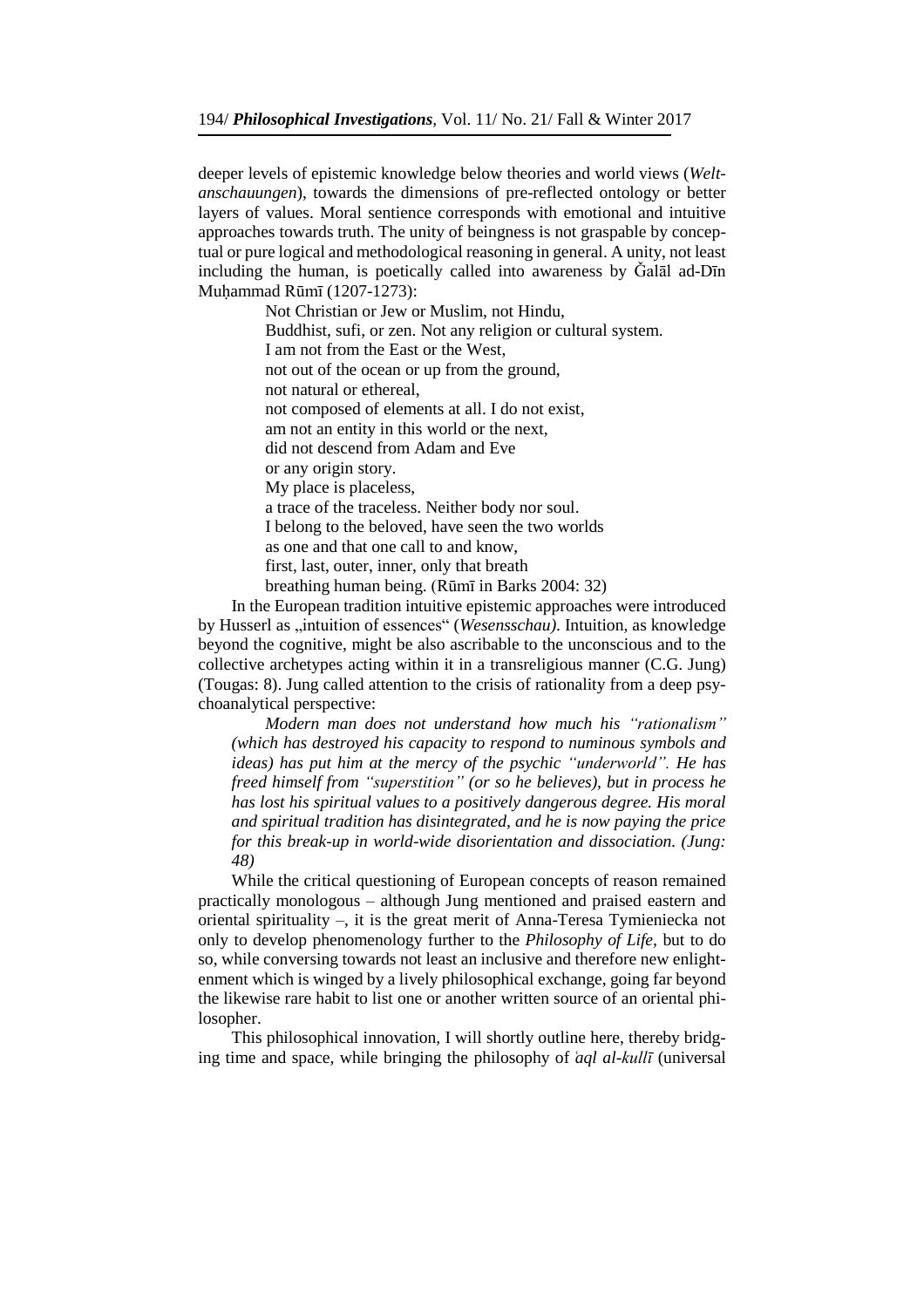deeper levels of epistemic knowledge below theories and world views (*Weltanschauungen*), towards the dimensions of pre-reflected ontology or better layers of values. Moral sentience corresponds with emotional and intuitive approaches towards truth. The unity of beingness is not graspable by conceptual or pure logical and methodological reasoning in general. A unity, not least including the human, is poetically called into awareness by Ǧalāl ad-Dīn Muḥammad Rūmī (1207-1273):

> Not Christian or Jew or Muslim, not Hindu,
> Buddhist, sufi, or zen. Not any religion or cultural system.
> I am not from the East or the West,
> not out of the ocean or up from the ground,
> not natural or ethereal,
> not composed of elements at all. I do not exist,
> am not an entity in this world or the next,
> did not descend from Adam and Eve
> or any origin story.
> My place is placeless,
> a trace of the traceless. Neither body nor soul.
> I belong to the beloved, have seen the two worlds
> as one and that one call to and know,
> first, last, outer, inner, only that breath
> breathing human being. (Rūmī in Barks 2004: 32)

In the European tradition intuitive epistemic approaches were introduced by Husserl as „intuition of essences" (*Wesensschau)*. Intuition, as knowledge beyond the cognitive, might be also ascribable to the unconscious and to the collective archetypes acting within it in a transreligious manner (C.G. Jung) (Tougas: 8). Jung called attention to the crisis of rationality from a deep psychoanalytical perspective:

> *Modern man does not understand how much his "rationalism" (which has destroyed his capacity to respond to numinous symbols and ideas) has put him at the mercy of the psychic "underworld". He has freed himself from "superstition" (or so he believes), but in process he has lost his spiritual values to a positively dangerous degree. His moral and spiritual tradition has disintegrated, and he is now paying the price for this break-up in world-wide disorientation and dissociation. (Jung: 48)*

While the critical questioning of European concepts of reason remained practically monologous – although Jung mentioned and praised eastern and oriental spirituality –, it is the great merit of Anna-Teresa Tymieniecka not only to develop phenomenology further to the *Philosophy of Life*, but to do so, while conversing towards not least an inclusive and therefore new enlightenment which is winged by a lively philosophical exchange, going far beyond the likewise rare habit to list one or another written source of an oriental philosopher.

This philosophical innovation, I will shortly outline here, thereby bridging time and space, while bringing the philosophy of *ʿaql al-kullī* (universal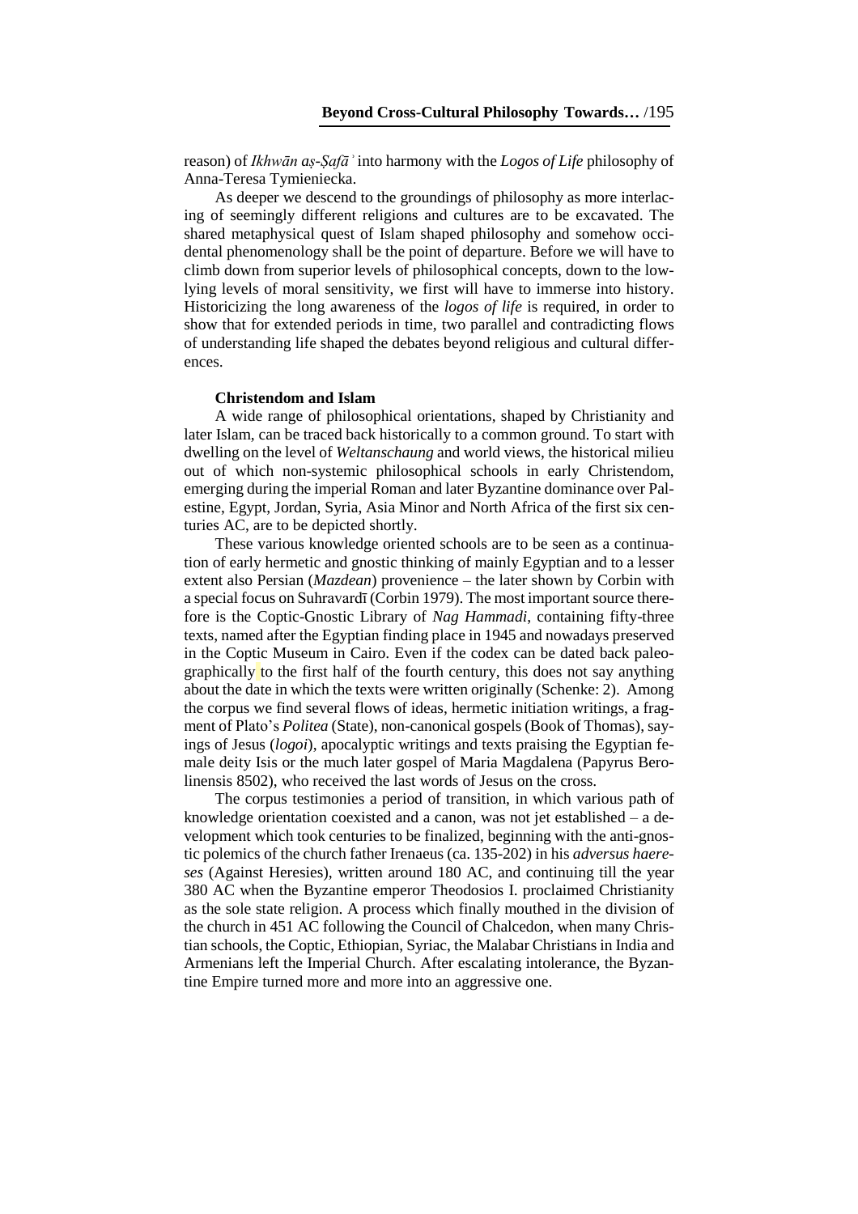reason) of *Ikhwān aṣ-Ṣafāʾ* into harmony with the *Logos of Life* philosophy of Anna-Teresa Tymieniecka.

As deeper we descend to the groundings of philosophy as more interlacing of seemingly different religions and cultures are to be excavated. The shared metaphysical quest of Islam shaped philosophy and somehow occidental phenomenology shall be the point of departure. Before we will have to climb down from superior levels of philosophical concepts, down to the low-lying levels of moral sensitivity, we first will have to immerse into history. Historicizing the long awareness of the *logos of life* is required, in order to show that for extended periods in time, two parallel and contradicting flows of understanding life shaped the debates beyond religious and cultural differences.

**Christendom and Islam**

A wide range of philosophical orientations, shaped by Christianity and later Islam, can be traced back historically to a common ground. To start with dwelling on the level of *Weltanschaung* and world views, the historical milieu out of which non-systemic philosophical schools in early Christendom, emerging during the imperial Roman and later Byzantine dominance over Palestine, Egypt, Jordan, Syria, Asia Minor and North Africa of the first six centuries AC, are to be depicted shortly.

These various knowledge oriented schools are to be seen as a continuation of early hermetic and gnostic thinking of mainly Egyptian and to a lesser extent also Persian (*Mazdean*) provenience – the later shown by Corbin with a special focus on Suhravardī (Corbin 1979). The most important source therefore is the Coptic-Gnostic Library of *Nag Hammadi*, containing fifty-three texts, named after the Egyptian finding place in 1945 and nowadays preserved in the Coptic Museum in Cairo. Even if the codex can be dated back paleographically to the first half of the fourth century, this does not say anything about the date in which the texts were written originally (Schenke: 2). Among the corpus we find several flows of ideas, hermetic initiation writings, a fragment of Plato's *Politea* (State), non-canonical gospels (Book of Thomas), sayings of Jesus (*logoi*), apocalyptic writings and texts praising the Egyptian female deity Isis or the much later gospel of Maria Magdalena (Papyrus Berolinensis 8502), who received the last words of Jesus on the cross.

The corpus testimonies a period of transition, in which various path of knowledge orientation coexisted and a canon, was not jet established – a development which took centuries to be finalized, beginning with the anti-gnostic polemics of the church father Irenaeus (ca. 135-202) in his *adversus haereses* (Against Heresies), written around 180 AC, and continuing till the year 380 AC when the Byzantine emperor Theodosios I. proclaimed Christianity as the sole state religion. A process which finally mouthed in the division of the church in 451 AC following the Council of Chalcedon, when many Christian schools, the Coptic, Ethiopian, Syriac, the Malabar Christians in India and Armenians left the Imperial Church. After escalating intolerance, the Byzantine Empire turned more and more into an aggressive one.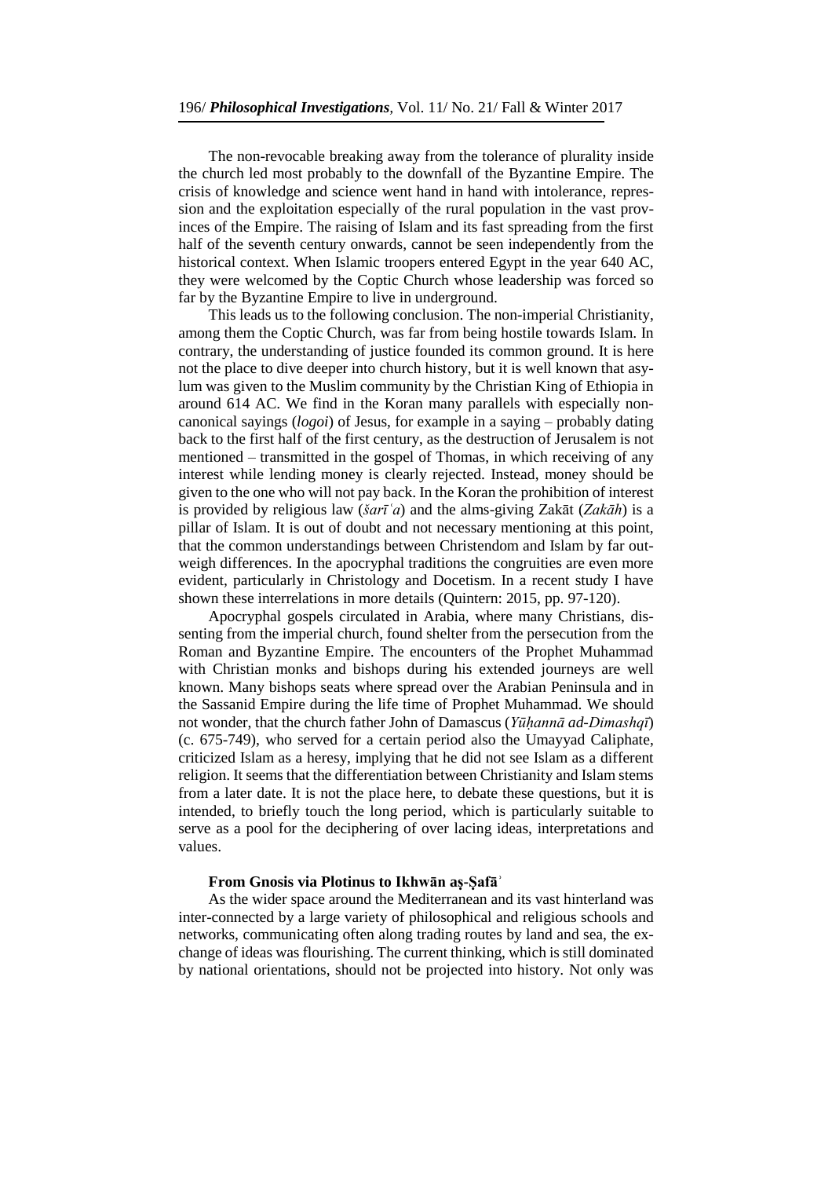The non-revocable breaking away from the tolerance of plurality inside the church led most probably to the downfall of the Byzantine Empire. The crisis of knowledge and science went hand in hand with intolerance, repression and the exploitation especially of the rural population in the vast provinces of the Empire. The raising of Islam and its fast spreading from the first half of the seventh century onwards, cannot be seen independently from the historical context. When Islamic troopers entered Egypt in the year 640 AC, they were welcomed by the Coptic Church whose leadership was forced so far by the Byzantine Empire to live in underground.

This leads us to the following conclusion. The non-imperial Christianity, among them the Coptic Church, was far from being hostile towards Islam. In contrary, the understanding of justice founded its common ground. It is here not the place to dive deeper into church history, but it is well known that asylum was given to the Muslim community by the Christian King of Ethiopia in around 614 AC. We find in the Koran many parallels with especially non-canonical sayings (*logoi*) of Jesus, for example in a saying – probably dating back to the first half of the first century, as the destruction of Jerusalem is not mentioned – transmitted in the gospel of Thomas, in which receiving of any interest while lending money is clearly rejected. Instead, money should be given to the one who will not pay back. In the Koran the prohibition of interest is provided by religious law (*šarīʿa*) and the alms-giving Zakāt (*Zakāh*) is a pillar of Islam. It is out of doubt and not necessary mentioning at this point, that the common understandings between Christendom and Islam by far outweigh differences. In the apocryphal traditions the congruities are even more evident, particularly in Christology and Docetism. In a recent study I have shown these interrelations in more details (Quintern: 2015, pp. 97-120).

Apocryphal gospels circulated in Arabia, where many Christians, dissenting from the imperial church, found shelter from the persecution from the Roman and Byzantine Empire. The encounters of the Prophet Muhammad with Christian monks and bishops during his extended journeys are well known. Many bishops seats where spread over the Arabian Peninsula and in the Sassanid Empire during the life time of Prophet Muhammad. We should not wonder, that the church father John of Damascus (*Yūḥannā ad-Dimashqī*) (c. 675-749), who served for a certain period also the Umayyad Caliphate, criticized Islam as a heresy, implying that he did not see Islam as a different religion. It seems that the differentiation between Christianity and Islam stems from a later date. It is not the place here, to debate these questions, but it is intended, to briefly touch the long period, which is particularly suitable to serve as a pool for the deciphering of over lacing ideas, interpretations and values.

### From Gnosis via Plotinus to Ikhwān aṣ-Ṣafāʾ

As the wider space around the Mediterranean and its vast hinterland was inter-connected by a large variety of philosophical and religious schools and networks, communicating often along trading routes by land and sea, the exchange of ideas was flourishing. The current thinking, which is still dominated by national orientations, should not be projected into history. Not only was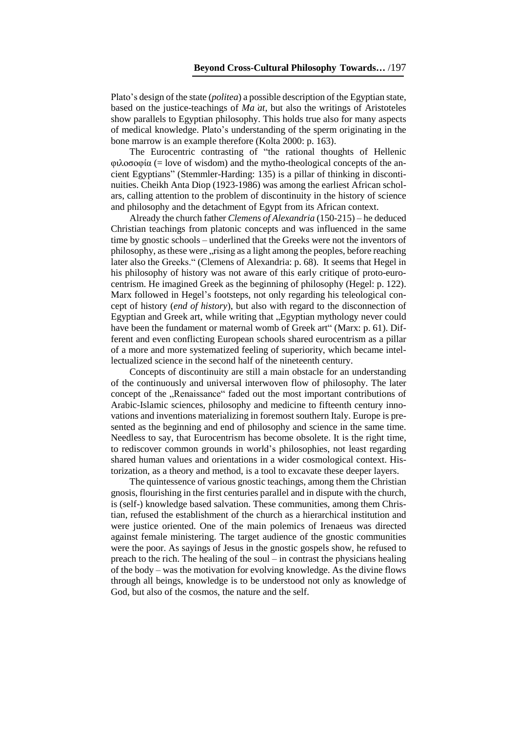Plato's design of the state (*politea*) a possible description of the Egyptian state, based on the justice-teachings of *Ma ̉at*, but also the writings of Aristoteles show parallels to Egyptian philosophy. This holds true also for many aspects of medical knowledge. Plato's understanding of the sperm originating in the bone marrow is an example therefore (Kolta 2000: p. 163).

The Eurocentric contrasting of "the rational thoughts of Hellenic φιλοσοφία (= love of wisdom) and the mytho-theological concepts of the ancient Egyptians" (Stemmler-Harding: 135) is a pillar of thinking in discontinuities. Cheikh Anta Diop (1923-1986) was among the earliest African scholars, calling attention to the problem of discontinuity in the history of science and philosophy and the detachment of Egypt from its African context.

Already the church father *Clemens of Alexandria* (150-215) – he deduced Christian teachings from platonic concepts and was influenced in the same time by gnostic schools – underlined that the Greeks were not the inventors of philosophy, as these were „rising as a light among the peoples, before reaching later also the Greeks." (Clemens of Alexandria: p. 68). It seems that Hegel in his philosophy of history was not aware of this early critique of proto-eurocentrism. He imagined Greek as the beginning of philosophy (Hegel: p. 122). Marx followed in Hegel's footsteps, not only regarding his teleological concept of history (*end of history*), but also with regard to the disconnection of Egyptian and Greek art, while writing that „Egyptian mythology never could have been the fundament or maternal womb of Greek art" (Marx: p. 61). Different and even conflicting European schools shared eurocentrism as a pillar of a more and more systematized feeling of superiority, which became intellectualized science in the second half of the nineteenth century.

Concepts of discontinuity are still a main obstacle for an understanding of the continuously and universal interwoven flow of philosophy. The later concept of the „Renaissance" faded out the most important contributions of Arabic-Islamic sciences, philosophy and medicine to fifteenth century innovations and inventions materializing in foremost southern Italy. Europe is presented as the beginning and end of philosophy and science in the same time. Needless to say, that Eurocentrism has become obsolete. It is the right time, to rediscover common grounds in world's philosophies, not least regarding shared human values and orientations in a wider cosmological context. Historization, as a theory and method, is a tool to excavate these deeper layers.

The quintessence of various gnostic teachings, among them the Christian gnosis, flourishing in the first centuries parallel and in dispute with the church, is (self-) knowledge based salvation. These communities, among them Christian, refused the establishment of the church as a hierarchical institution and were justice oriented. One of the main polemics of Irenaeus was directed against female ministering. The target audience of the gnostic communities were the poor. As sayings of Jesus in the gnostic gospels show, he refused to preach to the rich. The healing of the soul – in contrast the physicians healing of the body – was the motivation for evolving knowledge. As the divine flows through all beings, knowledge is to be understood not only as knowledge of God, but also of the cosmos, the nature and the self.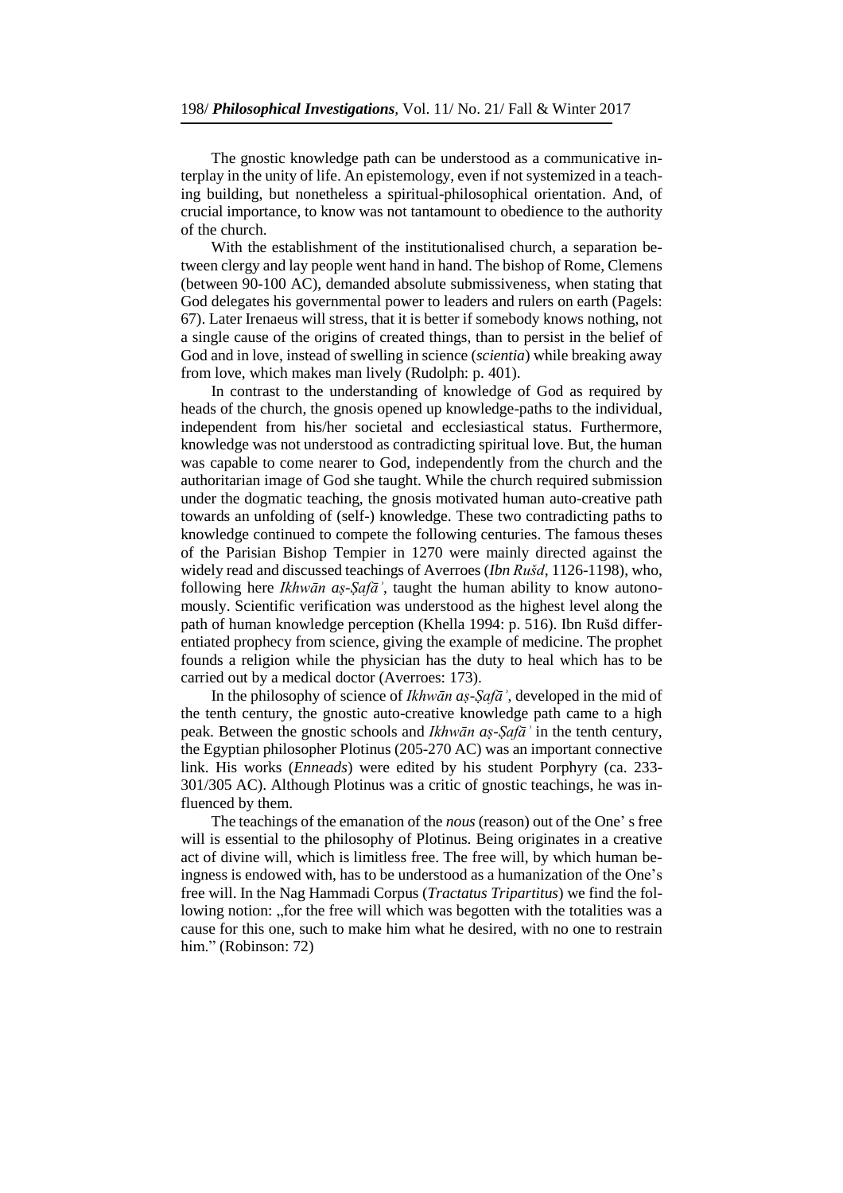The gnostic knowledge path can be understood as a communicative interplay in the unity of life. An epistemology, even if not systemized in a teaching building, but nonetheless a spiritual-philosophical orientation. And, of crucial importance, to know was not tantamount to obedience to the authority of the church.

With the establishment of the institutionalised church, a separation between clergy and lay people went hand in hand. The bishop of Rome, Clemens (between 90-100 AC), demanded absolute submissiveness, when stating that God delegates his governmental power to leaders and rulers on earth (Pagels: 67). Later Irenaeus will stress, that it is better if somebody knows nothing, not a single cause of the origins of created things, than to persist in the belief of God and in love, instead of swelling in science (*scientia*) while breaking away from love, which makes man lively (Rudolph: p. 401).

In contrast to the understanding of knowledge of God as required by heads of the church, the gnosis opened up knowledge-paths to the individual, independent from his/her societal and ecclesiastical status. Furthermore, knowledge was not understood as contradicting spiritual love. But, the human was capable to come nearer to God, independently from the church and the authoritarian image of God she taught. While the church required submission under the dogmatic teaching, the gnosis motivated human auto-creative path towards an unfolding of (self-) knowledge. These two contradicting paths to knowledge continued to compete the following centuries. The famous theses of the Parisian Bishop Tempier in 1270 were mainly directed against the widely read and discussed teachings of Averroes (*Ibn Rušd*, 1126-1198), who, following here *Ikhwān aṣ-Ṣafāʾ*, taught the human ability to know autonomously. Scientific verification was understood as the highest level along the path of human knowledge perception (Khella 1994: p. 516). Ibn Rušd differentiated prophecy from science, giving the example of medicine. The prophet founds a religion while the physician has the duty to heal which has to be carried out by a medical doctor (Averroes: 173).

In the philosophy of science of *Ikhwān aṣ-Ṣafāʾ*, developed in the mid of the tenth century, the gnostic auto-creative knowledge path came to a high peak. Between the gnostic schools and *Ikhwān aṣ-Ṣafāʾ* in the tenth century, the Egyptian philosopher Plotinus (205-270 AC) was an important connective link. His works (*Enneads*) were edited by his student Porphyry (ca. 233-301/305 AC). Although Plotinus was a critic of gnostic teachings, he was influenced by them.

The teachings of the emanation of the *nous* (reason) out of the One' s free will is essential to the philosophy of Plotinus. Being originates in a creative act of divine will, which is limitless free. The free will, by which human beingness is endowed with, has to be understood as a humanization of the One's free will. In the Nag Hammadi Corpus (*Tractatus Tripartitus*) we find the following notion: „for the free will which was begotten with the totalities was a cause for this one, such to make him what he desired, with no one to restrain him." (Robinson: 72)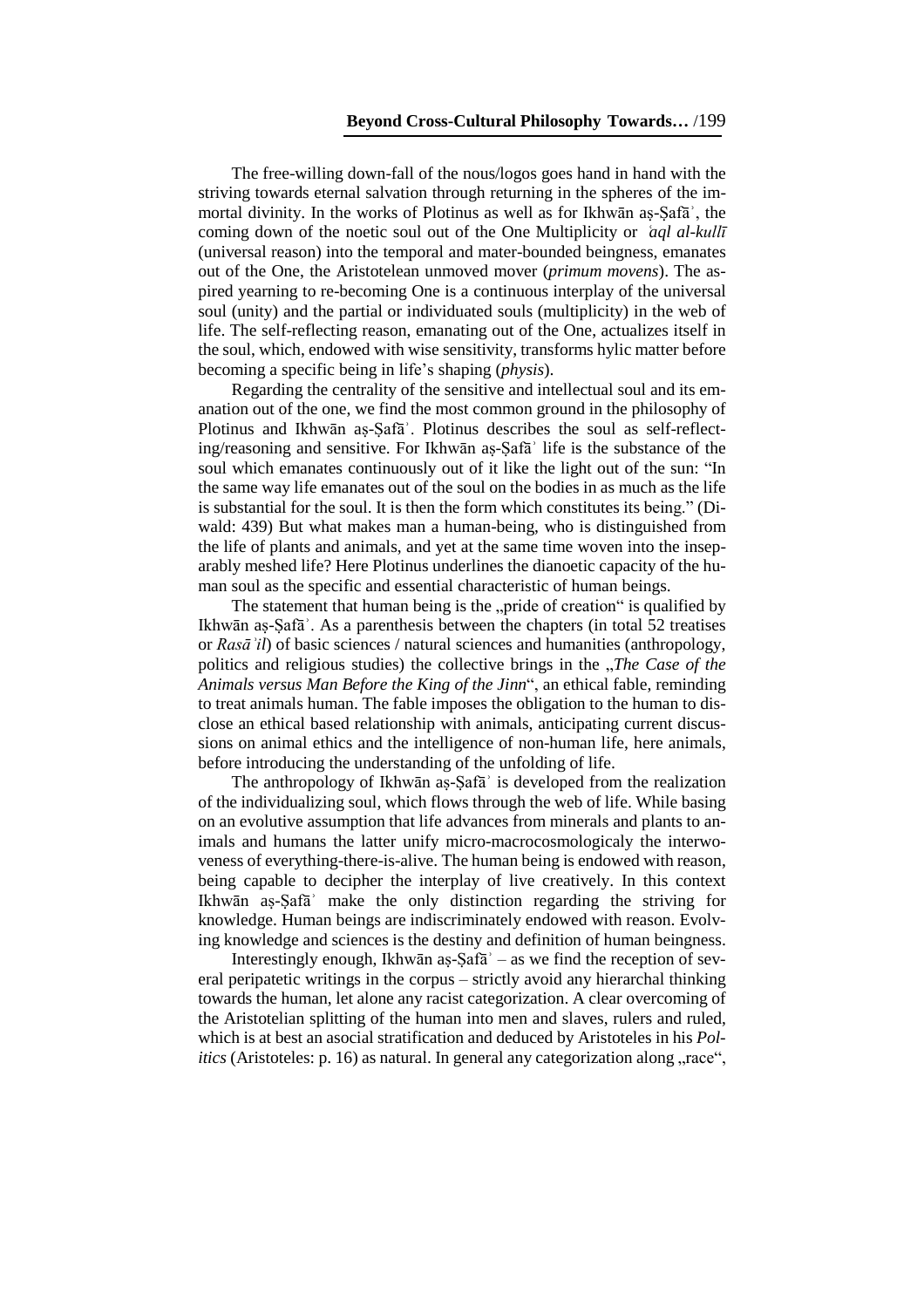The free-willing down-fall of the nous/logos goes hand in hand with the striving towards eternal salvation through returning in the spheres of the immortal divinity. In the works of Plotinus as well as for Ikhwān aṣ-Ṣafāʾ, the coming down of the noetic soul out of the One Multiplicity or *ʿaql al-kullī* (universal reason) into the temporal and mater-bounded beingness, emanates out of the One, the Aristotelean unmoved mover (*primum movens*). The aspired yearning to re-becoming One is a continuous interplay of the universal soul (unity) and the partial or individuated souls (multiplicity) in the web of life. The self-reflecting reason, emanating out of the One, actualizes itself in the soul, which, endowed with wise sensitivity, transforms hylic matter before becoming a specific being in life's shaping (*physis*).

Regarding the centrality of the sensitive and intellectual soul and its emanation out of the one, we find the most common ground in the philosophy of Plotinus and Ikhwān aṣ-Ṣafāʾ. Plotinus describes the soul as self-reflecting/reasoning and sensitive. For Ikhwān aṣ-Ṣafāʾ life is the substance of the soul which emanates continuously out of it like the light out of the sun: "In the same way life emanates out of the soul on the bodies in as much as the life is substantial for the soul. It is then the form which constitutes its being." (Diwald: 439) But what makes man a human-being, who is distinguished from the life of plants and animals, and yet at the same time woven into the inseparably meshed life? Here Plotinus underlines the dianoetic capacity of the human soul as the specific and essential characteristic of human beings.

The statement that human being is the „pride of creation" is qualified by Ikhwān aṣ-Ṣafāʾ. As a parenthesis between the chapters (in total 52 treatises or *Rasāʾil*) of basic sciences / natural sciences and humanities (anthropology, politics and religious studies) the collective brings in the „*The Case of the Animals versus Man Before the King of the Jinn*", an ethical fable, reminding to treat animals human. The fable imposes the obligation to the human to disclose an ethical based relationship with animals, anticipating current discussions on animal ethics and the intelligence of non-human life, here animals, before introducing the understanding of the unfolding of life.

The anthropology of Ikhwān aṣ-Ṣafāʾ is developed from the realization of the individualizing soul, which flows through the web of life. While basing on an evolutive assumption that life advances from minerals and plants to animals and humans the latter unify micro-macrocosmologicaly the interwoveness of everything-there-is-alive. The human being is endowed with reason, being capable to decipher the interplay of live creatively. In this context Ikhwān aṣ-Ṣafāʾ make the only distinction regarding the striving for knowledge. Human beings are indiscriminately endowed with reason. Evolving knowledge and sciences is the destiny and definition of human beingness.

Interestingly enough, Ikhwān aṣ-Ṣafāʾ – as we find the reception of several peripatetic writings in the corpus – strictly avoid any hierarchal thinking towards the human, let alone any racist categorization. A clear overcoming of the Aristotelian splitting of the human into men and slaves, rulers and ruled, which is at best an asocial stratification and deduced by Aristoteles in his *Politics* (Aristoteles: p. 16) as natural. In general any categorization along „race",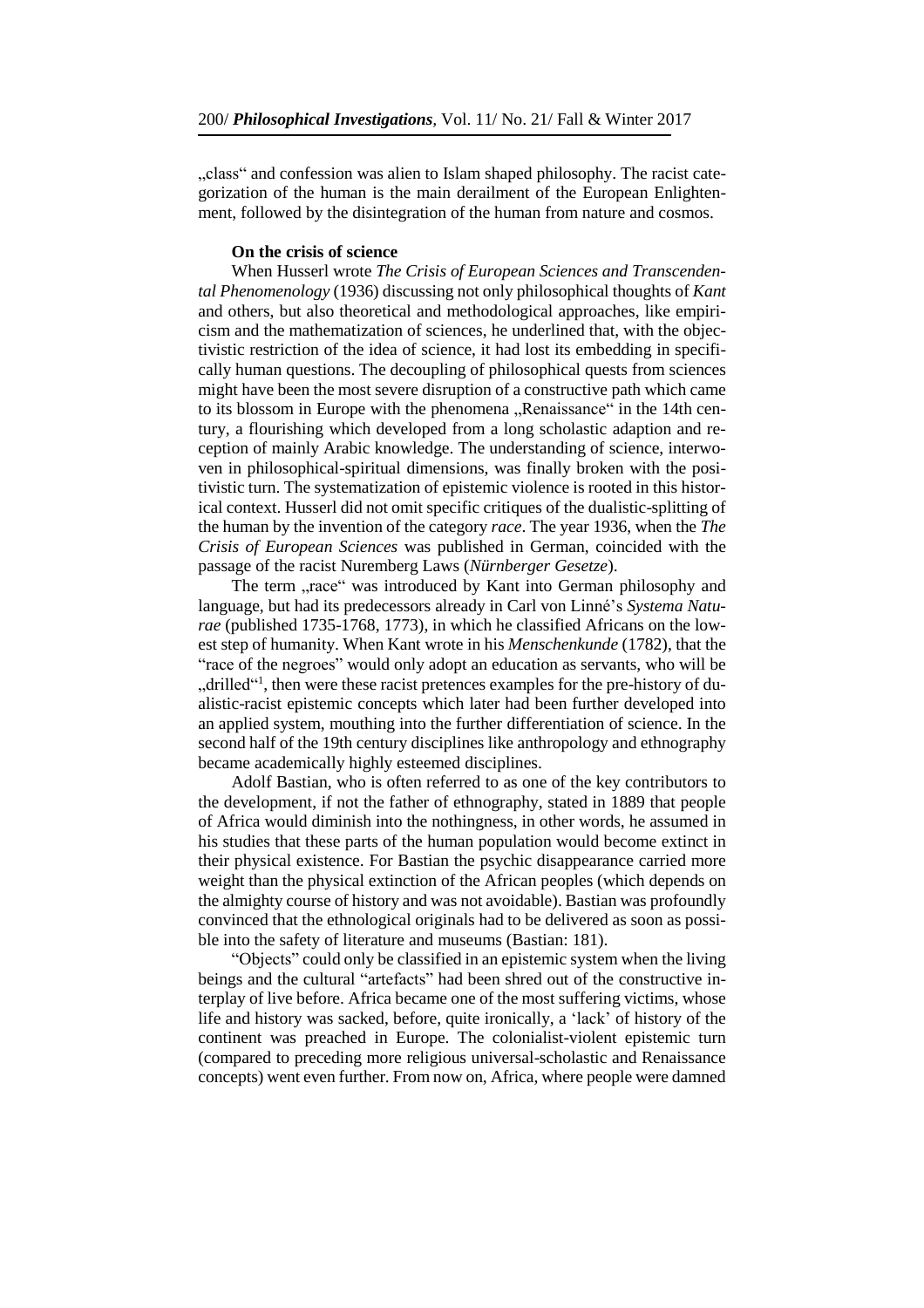„class" and confession was alien to Islam shaped philosophy. The racist categorization of the human is the main derailment of the European Enlightenment, followed by the disintegration of the human from nature and cosmos.

**On the crisis of science**

When Husserl wrote *The Crisis of European Sciences and Transcendental Phenomenology* (1936) discussing not only philosophical thoughts of *Kant* and others, but also theoretical and methodological approaches, like empiricism and the mathematization of sciences, he underlined that, with the objectivistic restriction of the idea of science, it had lost its embedding in specifically human questions. The decoupling of philosophical quests from sciences might have been the most severe disruption of a constructive path which came to its blossom in Europe with the phenomena „Renaissance" in the 14th century, a flourishing which developed from a long scholastic adaption and reception of mainly Arabic knowledge. The understanding of science, interwoven in philosophical-spiritual dimensions, was finally broken with the positivistic turn. The systematization of epistemic violence is rooted in this historical context. Husserl did not omit specific critiques of the dualistic-splitting of the human by the invention of the category *race*. The year 1936, when the *The Crisis of European Sciences* was published in German, coincided with the passage of the racist Nuremberg Laws (*Nürnberger Gesetze*).

The term „race" was introduced by Kant into German philosophy and language, but had its predecessors already in Carl von Linné's *Systema Naturae* (published 1735-1768, 1773), in which he classified Africans on the lowest step of humanity. When Kant wrote in his *Menschenkunde* (1782), that the "race of the negroes" would only adopt an education as servants, who will be „drilled"[1], then were these racist pretences examples for the pre-history of dualistic-racist epistemic concepts which later had been further developed into an applied system, mouthing into the further differentiation of science. In the second half of the 19th century disciplines like anthropology and ethnography became academically highly esteemed disciplines.

Adolf Bastian, who is often referred to as one of the key contributors to the development, if not the father of ethnography, stated in 1889 that people of Africa would diminish into the nothingness, in other words, he assumed in his studies that these parts of the human population would become extinct in their physical existence. For Bastian the psychic disappearance carried more weight than the physical extinction of the African peoples (which depends on the almighty course of history and was not avoidable). Bastian was profoundly convinced that the ethnological originals had to be delivered as soon as possible into the safety of literature and museums (Bastian: 181).

"Objects" could only be classified in an epistemic system when the living beings and the cultural "artefacts" had been shred out of the constructive interplay of live before. Africa became one of the most suffering victims, whose life and history was sacked, before, quite ironically, a 'lack' of history of the continent was preached in Europe. The colonialist-violent epistemic turn (compared to preceding more religious universal-scholastic and Renaissance concepts) went even further. From now on, Africa, where people were damned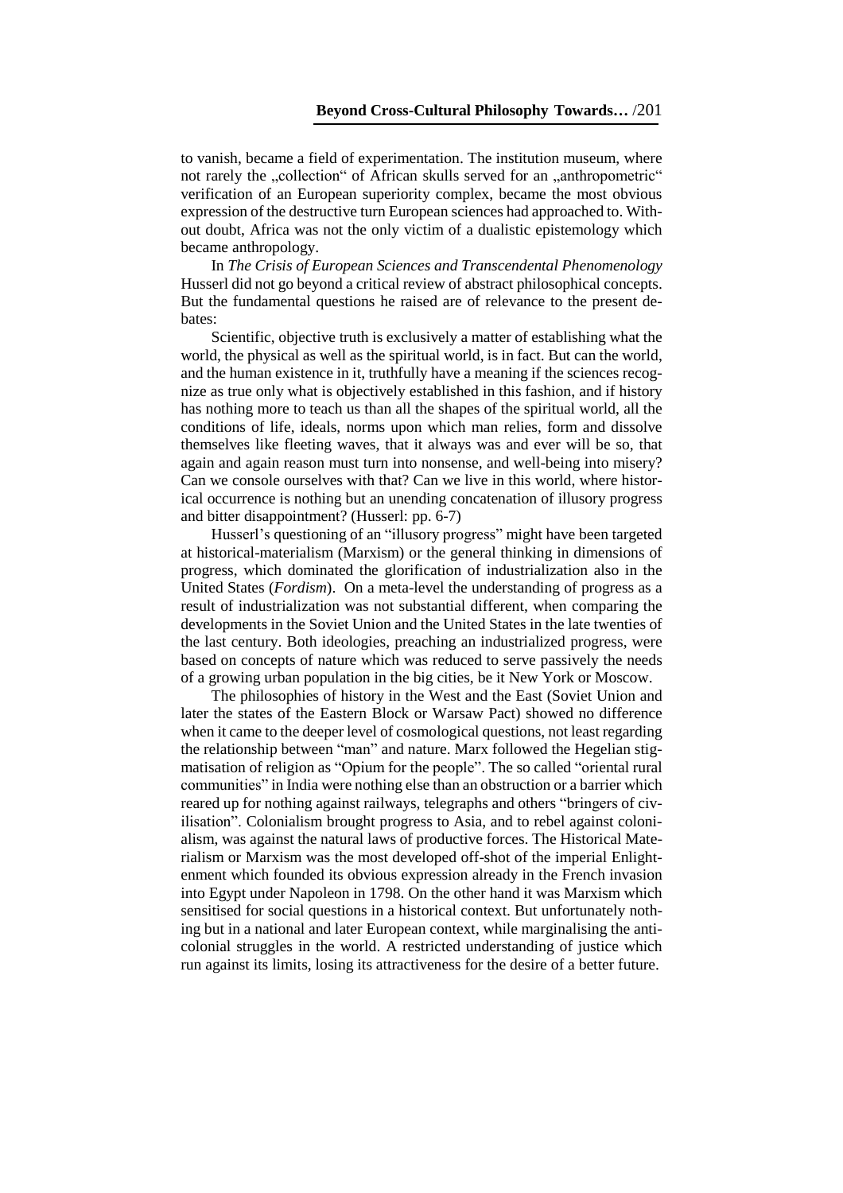to vanish, became a field of experimentation. The institution museum, where not rarely the „collection“ of African skulls served for an „anthropometric“ verification of an European superiority complex, became the most obvious expression of the destructive turn European sciences had approached to. Without doubt, Africa was not the only victim of a dualistic epistemology which became anthropology.

In *The Crisis of European Sciences and Transcendental Phenomenology* Husserl did not go beyond a critical review of abstract philosophical concepts. But the fundamental questions he raised are of relevance to the present debates:

> Scientific, objective truth is exclusively a matter of establishing what the world, the physical as well as the spiritual world, is in fact. But can the world, and the human existence in it, truthfully have a meaning if the sciences recognize as true only what is objectively established in this fashion, and if history has nothing more to teach us than all the shapes of the spiritual world, all the conditions of life, ideals, norms upon which man relies, form and dissolve themselves like fleeting waves, that it always was and ever will be so, that again and again reason must turn into nonsense, and well-being into misery? Can we console ourselves with that? Can we live in this world, where historical occurrence is nothing but an unending concatenation of illusory progress and bitter disappointment? (Husserl: pp. 6-7)

Husserl's questioning of an "illusory progress" might have been targeted at historical-materialism (Marxism) or the general thinking in dimensions of progress, which dominated the glorification of industrialization also in the United States (*Fordism*). On a meta-level the understanding of progress as a result of industrialization was not substantial different, when comparing the developments in the Soviet Union and the United States in the late twenties of the last century. Both ideologies, preaching an industrialized progress, were based on concepts of nature which was reduced to serve passively the needs of a growing urban population in the big cities, be it New York or Moscow.

The philosophies of history in the West and the East (Soviet Union and later the states of the Eastern Block or Warsaw Pact) showed no difference when it came to the deeper level of cosmological questions, not least regarding the relationship between "man" and nature. Marx followed the Hegelian stigmatisation of religion as "Opium for the people". The so called "oriental rural communities" in India were nothing else than an obstruction or a barrier which reared up for nothing against railways, telegraphs and others "bringers of civilisation". Colonialism brought progress to Asia, and to rebel against colonialism, was against the natural laws of productive forces. The Historical Materialism or Marxism was the most developed off-shot of the imperial Enlightenment which founded its obvious expression already in the French invasion into Egypt under Napoleon in 1798. On the other hand it was Marxism which sensitised for social questions in a historical context. But unfortunately nothing but in a national and later European context, while marginalising the anticolonial struggles in the world. A restricted understanding of justice which run against its limits, losing its attractiveness for the desire of a better future.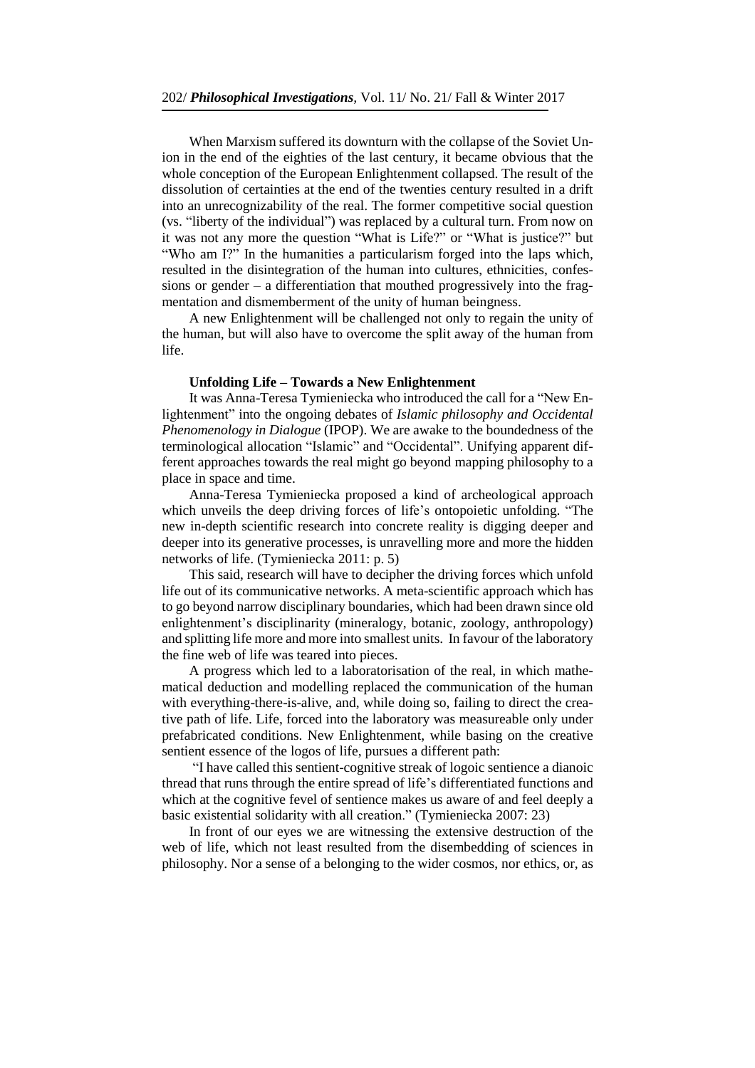When Marxism suffered its downturn with the collapse of the Soviet Union in the end of the eighties of the last century, it became obvious that the whole conception of the European Enlightenment collapsed. The result of the dissolution of certainties at the end of the twenties century resulted in a drift into an unrecognizability of the real. The former competitive social question (vs. "liberty of the individual") was replaced by a cultural turn. From now on it was not any more the question "What is Life?" or "What is justice?" but "Who am I?" In the humanities a particularism forged into the laps which, resulted in the disintegration of the human into cultures, ethnicities, confessions or gender – a differentiation that mouthed progressively into the fragmentation and dismemberment of the unity of human beingness.

A new Enlightenment will be challenged not only to regain the unity of the human, but will also have to overcome the split away of the human from life.

### Unfolding Life – Towards a New Enlightenment

It was Anna-Teresa Tymieniecka who introduced the call for a "New Enlightenment" into the ongoing debates of *Islamic philosophy and Occidental Phenomenology in Dialogue* (IPOP). We are awake to the boundedness of the terminological allocation "Islamic" and "Occidental". Unifying apparent different approaches towards the real might go beyond mapping philosophy to a place in space and time.

Anna-Teresa Tymieniecka proposed a kind of archeological approach which unveils the deep driving forces of life's ontopoietic unfolding. "The new in-depth scientific research into concrete reality is digging deeper and deeper into its generative processes, is unravelling more and more the hidden networks of life. (Tymieniecka 2011: p. 5)

This said, research will have to decipher the driving forces which unfold life out of its communicative networks. A meta-scientific approach which has to go beyond narrow disciplinary boundaries, which had been drawn since old enlightenment's disciplinarity (mineralogy, botanic, zoology, anthropology) and splitting life more and more into smallest units. In favour of the laboratory the fine web of life was teared into pieces.

A progress which led to a laboratorisation of the real, in which mathematical deduction and modelling replaced the communication of the human with everything-there-is-alive, and, while doing so, failing to direct the creative path of life. Life, forced into the laboratory was measureable only under prefabricated conditions. New Enlightenment, while basing on the creative sentient essence of the logos of life, pursues a different path:

"I have called this sentient-cognitive streak of logoic sentience a dianoic thread that runs through the entire spread of life's differentiated functions and which at the cognitive fevel of sentience makes us aware of and feel deeply a basic existential solidarity with all creation." (Tymieniecka 2007: 23)

In front of our eyes we are witnessing the extensive destruction of the web of life, which not least resulted from the disembedding of sciences in philosophy. Nor a sense of a belonging to the wider cosmos, nor ethics, or, as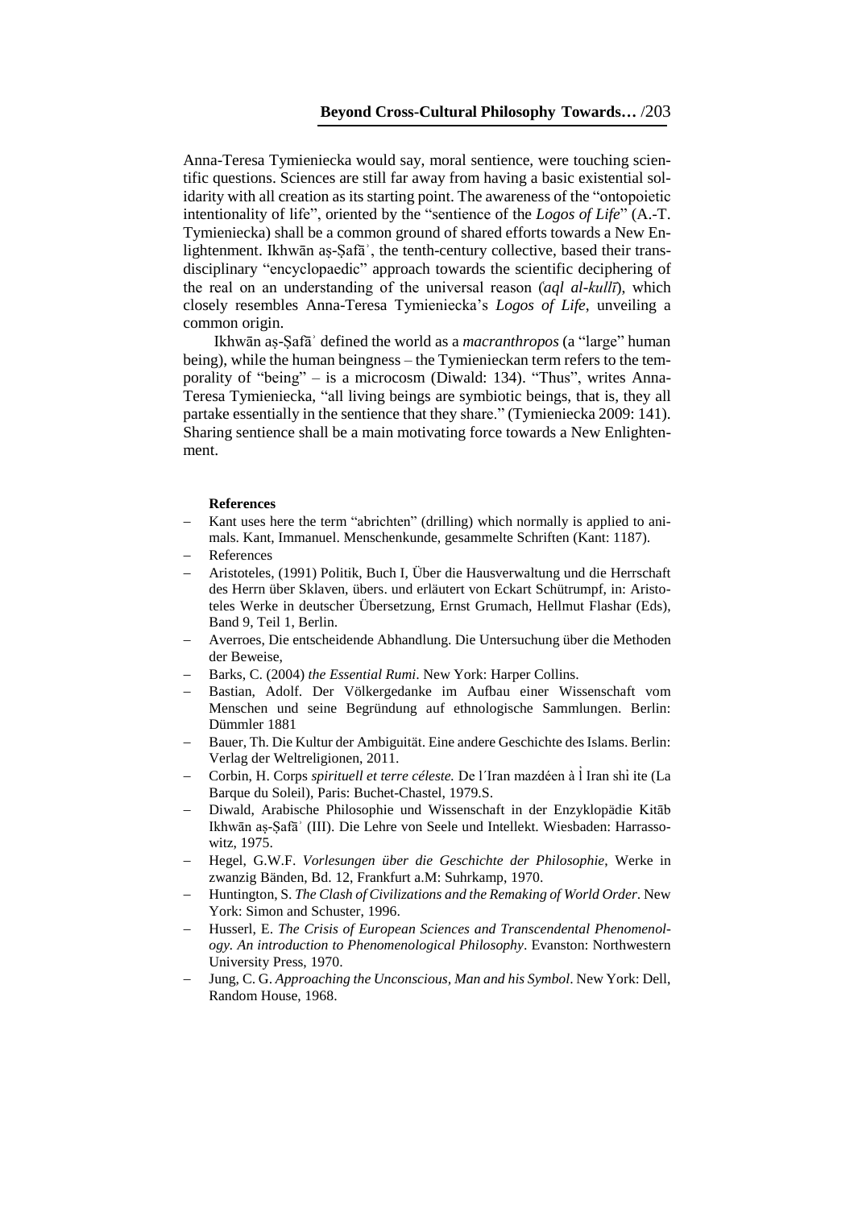Anna-Teresa Tymieniecka would say, moral sentience, were touching scientific questions. Sciences are still far away from having a basic existential solidarity with all creation as its starting point. The awareness of the "ontopoietic intentionality of life", oriented by the "sentience of the *Logos of Life*" (A.-T. Tymieniecka) shall be a common ground of shared efforts towards a New Enlightenment. Ikhwān aṣ-Ṣafāʾ, the tenth-century collective, based their transdisciplinary "encyclopaedic" approach towards the scientific deciphering of the real on an understanding of the universal reason (*ʿaql al-kullī*), which closely resembles Anna-Teresa Tymieniecka's *Logos of Life*, unveiling a common origin.

Ikhwān aṣ-Ṣafāʾ defined the world as a *macranthropos* (a "large" human being), while the human beingness – the Tymienieckan term refers to the temporality of "being" – is a microcosm (Diwald: 134). "Thus", writes Anna-Teresa Tymieniecka, "all living beings are symbiotic beings, that is, they all partake essentially in the sentience that they share." (Tymieniecka 2009: 141). Sharing sentience shall be a main motivating force towards a New Enlightenment.

**References**

- Kant uses here the term "abrichten" (drilling) which normally is applied to animals. Kant, Immanuel. Menschenkunde, gesammelte Schriften (Kant: 1187).
- References
- Aristoteles, (1991) Politik, Buch I, Über die Hausverwaltung und die Herrschaft des Herrn über Sklaven, übers. und erläutert von Eckart Schütrumpf, in: Aristoteles Werke in deutscher Übersetzung, Ernst Grumach, Hellmut Flashar (Eds), Band 9, Teil 1, Berlin.
- Averroes, Die entscheidende Abhandlung. Die Untersuchung über die Methoden der Beweise,
- Barks, C. (2004) *the Essential Rumi*. New York: Harper Collins.
- Bastian, Adolf. Der Völkergedanke im Aufbau einer Wissenschaft vom Menschen und seine Begründung auf ethnologische Sammlungen. Berlin: Dümmler 1881
- Bauer, Th. Die Kultur der Ambiguität. Eine andere Geschichte des Islams. Berlin: Verlag der Weltreligionen, 2011.
- Corbin, H. Corps *spirituell et terre céleste.* De l´Iran mazdéen à l̉ Iran shỉ ite (La Barque du Soleil), Paris: Buchet-Chastel, 1979.S.
- Diwald, Arabische Philosophie und Wissenschaft in der Enzyklopädie Kitāb Ikhwān aṣ-Ṣafāʾ (III). Die Lehre von Seele und Intellekt. Wiesbaden: Harrassowitz, 1975.
- Hegel, G.W.F. *Vorlesungen über die Geschichte der Philosophie*, Werke in zwanzig Bänden, Bd. 12, Frankfurt a.M: Suhrkamp, 1970.
- Huntington, S. *The Clash of Civilizations and the Remaking of World Order*. New York: Simon and Schuster, 1996.
- Husserl, E. *The Crisis of European Sciences and Transcendental Phenomenology. An introduction to Phenomenological Philosophy*. Evanston: Northwestern University Press, 1970.
- Jung, C. G. *Approaching the Unconscious, Man and his Symbol*. New York: Dell, Random House, 1968.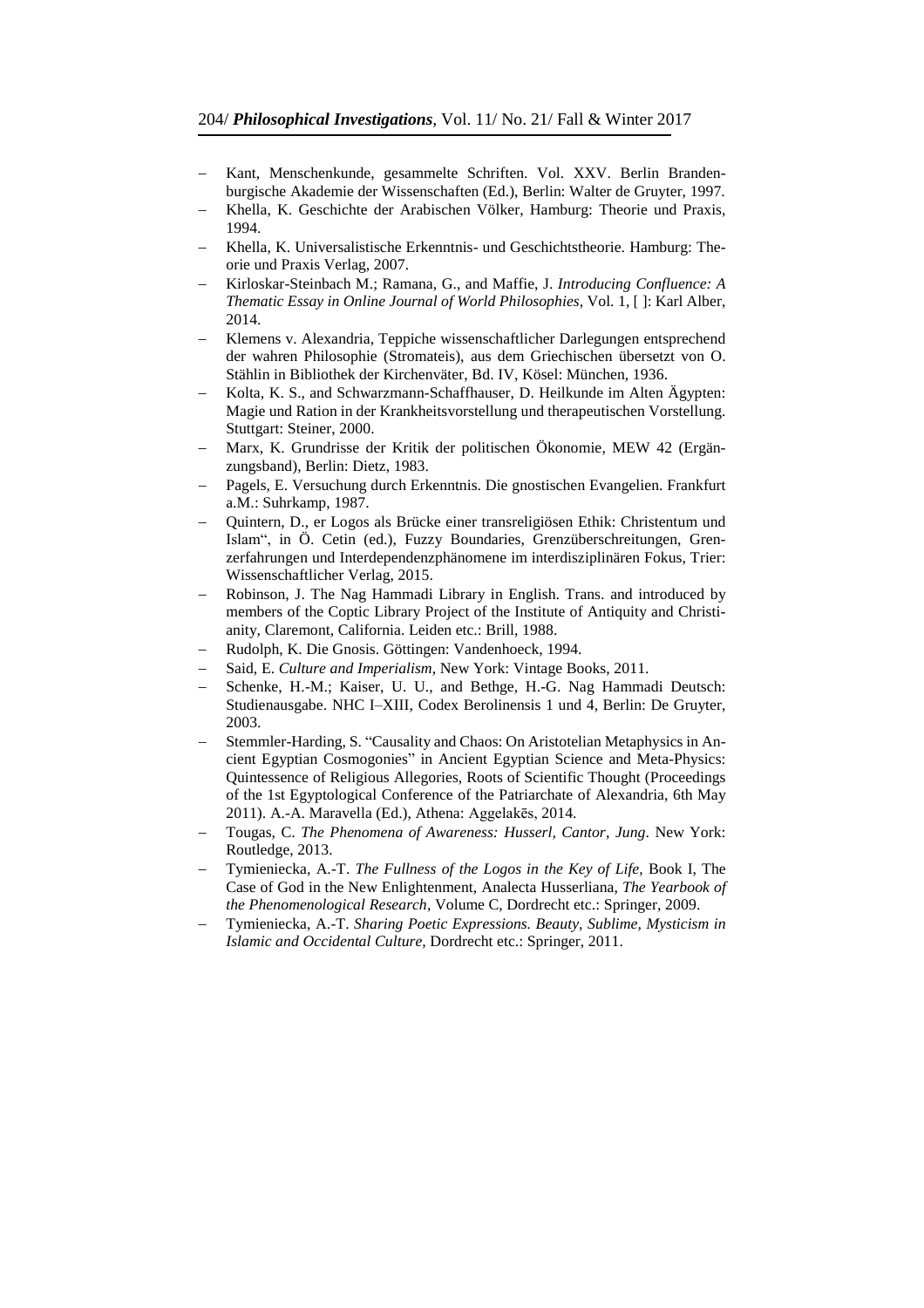- Kant, Menschenkunde, gesammelte Schriften. Vol. XXV. Berlin Brandenburgische Akademie der Wissenschaften (Ed.), Berlin: Walter de Gruyter, 1997.
- Khella, K. Geschichte der Arabischen Völker, Hamburg: Theorie und Praxis, 1994.
- Khella, K. Universalistische Erkenntnis- und Geschichtstheorie. Hamburg: Theorie und Praxis Verlag, 2007.
- Kirloskar-Steinbach M.; Ramana, G., and Maffie, J. *Introducing Confluence: A Thematic Essay in Online Journal of World Philosophies*, Vol. 1, [ ]: Karl Alber, 2014.
- Klemens v. Alexandria, Teppiche wissenschaftlicher Darlegungen entsprechend der wahren Philosophie (Stromateis), aus dem Griechischen übersetzt von O. Stählin in Bibliothek der Kirchenväter, Bd. IV, Kösel: München, 1936.
- Kolta, K. S., and Schwarzmann-Schaffhauser, D. Heilkunde im Alten Ägypten: Magie und Ration in der Krankheitsvorstellung und therapeutischen Vorstellung. Stuttgart: Steiner, 2000.
- Marx, K. Grundrisse der Kritik der politischen Ökonomie, MEW 42 (Ergänzungsband), Berlin: Dietz, 1983.
- Pagels, E. Versuchung durch Erkenntnis. Die gnostischen Evangelien. Frankfurt a.M.: Suhrkamp, 1987.
- Quintern, D., er Logos als Brücke einer transreligiösen Ethik: Christentum und Islam", in Ö. Cetin (ed.), Fuzzy Boundaries, Grenzüberschreitungen, Grenzerfahrungen und Interdependenzphänomene im interdisziplinären Fokus, Trier: Wissenschaftlicher Verlag, 2015.
- Robinson, J. The Nag Hammadi Library in English. Trans. and introduced by members of the Coptic Library Project of the Institute of Antiquity and Christianity, Claremont, California. Leiden etc.: Brill, 1988.
- Rudolph, K. Die Gnosis. Göttingen: Vandenhoeck, 1994.
- Said, E. *Culture and Imperialism*, New York: Vintage Books, 2011.
- Schenke, H.-M.; Kaiser, U. U., and Bethge, H.-G. Nag Hammadi Deutsch: Studienausgabe. NHC I–XIII, Codex Berolinensis 1 und 4, Berlin: De Gruyter, 2003.
- Stemmler-Harding, S. "Causality and Chaos: On Aristotelian Metaphysics in Ancient Egyptian Cosmogonies" in Ancient Egyptian Science and Meta-Physics: Quintessence of Religious Allegories, Roots of Scientific Thought (Proceedings of the 1st Egyptological Conference of the Patriarchate of Alexandria, 6th May 2011). A.-A. Maravella (Ed.), Athena: Aggelakēs, 2014.
- Tougas, C. *The Phenomena of Awareness: Husserl, Cantor, Jung*. New York: Routledge, 2013.
- Tymieniecka, A.-T. *The Fullness of the Logos in the Key of Life*, Book I, The Case of God in the New Enlightenment, Analecta Husserliana, *The Yearbook of the Phenomenological Research*, Volume C, Dordrecht etc.: Springer, 2009.
- Tymieniecka, A.-T. *Sharing Poetic Expressions. Beauty, Sublime, Mysticism in Islamic and Occidental Culture*, Dordrecht etc.: Springer, 2011.